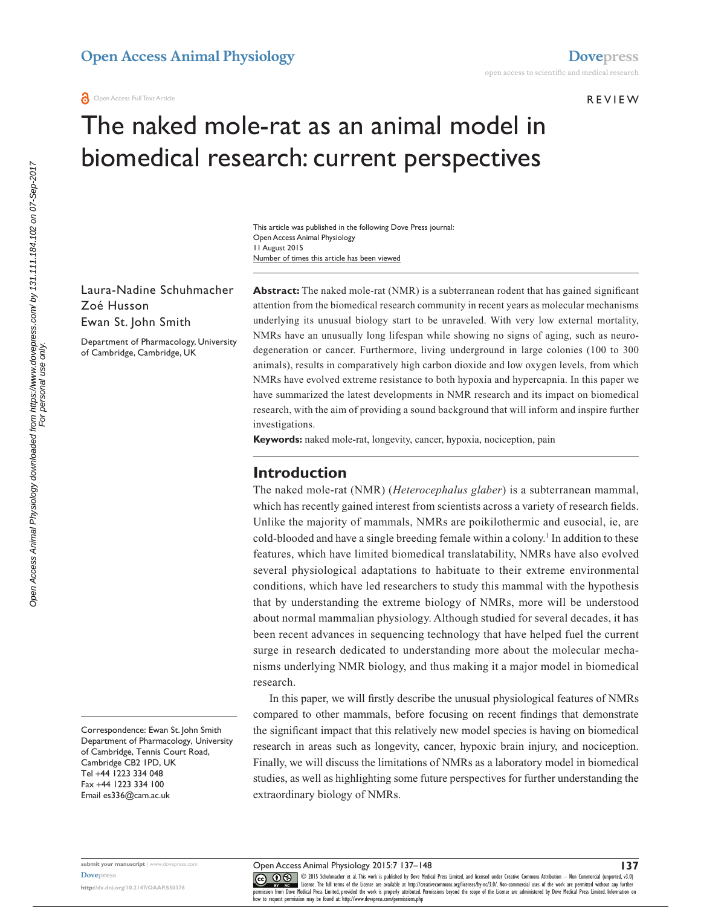REVIEW

# The naked mole-rat as an animal model in biomedical research: current perspectives

This article was published in the following Dove Press journal:
Open Access Animal Physiology
11 August 2015
Number of times this article has been viewed

Laura-Nadine Schuhmacher
Zoé Husson
Ewan St. John Smith

Department of Pharmacology, University of Cambridge, Cambridge, UK

**Abstract:** The naked mole-rat (NMR) is a subterranean rodent that has gained significant attention from the biomedical research community in recent years as molecular mechanisms underlying its unusual biology start to be unraveled. With very low external mortality, NMRs have an unusually long lifespan while showing no signs of aging, such as neurodegeneration or cancer. Furthermore, living underground in large colonies (100 to 300 animals), results in comparatively high carbon dioxide and low oxygen levels, from which NMRs have evolved extreme resistance to both hypoxia and hypercapnia. In this paper we have summarized the latest developments in NMR research and its impact on biomedical research, with the aim of providing a sound background that will inform and inspire further investigations.

**Keywords:** naked mole-rat, longevity, cancer, hypoxia, nociception, pain

## Introduction

The naked mole-rat (NMR) (*Heterocephalus glaber*) is a subterranean mammal, which has recently gained interest from scientists across a variety of research fields. Unlike the majority of mammals, NMRs are poikilothermic and eusocial, ie, are cold-blooded and have a single breeding female within a colony.[1] In addition to these features, which have limited biomedical translatability, NMRs have also evolved several physiological adaptations to habituate to their extreme environmental conditions, which have led researchers to study this mammal with the hypothesis that by understanding the extreme biology of NMRs, more will be understood about normal mammalian physiology. Although studied for several decades, it has been recent advances in sequencing technology that have helped fuel the current surge in research dedicated to understanding more about the molecular mechanisms underlying NMR biology, and thus making it a major model in biomedical research.

In this paper, we will firstly describe the unusual physiological features of NMRs compared to other mammals, before focusing on recent findings that demonstrate the significant impact that this relatively new model species is having on biomedical research in areas such as longevity, cancer, hypoxic brain injury, and nociception. Finally, we will discuss the limitations of NMRs as a laboratory model in biomedical studies, as well as highlighting some future perspectives for further understanding the extraordinary biology of NMRs.

Correspondence: Ewan St. John Smith
Department of Pharmacology, University of Cambridge, Tennis Court Road, Cambridge CB2 1PD, UK
Tel +44 1223 334 048
Fax +44 1223 334 100
Email es336@cam.ac.uk

© 2015 Schuhmacher et al. This work is published by Dove Medical Press Limited, and licensed under Creative Commons Attribution – Non Commercial (unported, v3.0) License. The full terms of the License are available at http://creativecommons.org/licenses/by-nc/3.0/. Non-commercial uses of the work are permitted without any further permission from Dove Medical Press Limited, provided the work is properly attributed. Permissions beyond the scope of the License are administered by Dove Medical Press Limited. Information on how to request permission may be found at: http://www.dovepress.com/permissions.php

http://dx.doi.org/10.2147/OAAP.S50376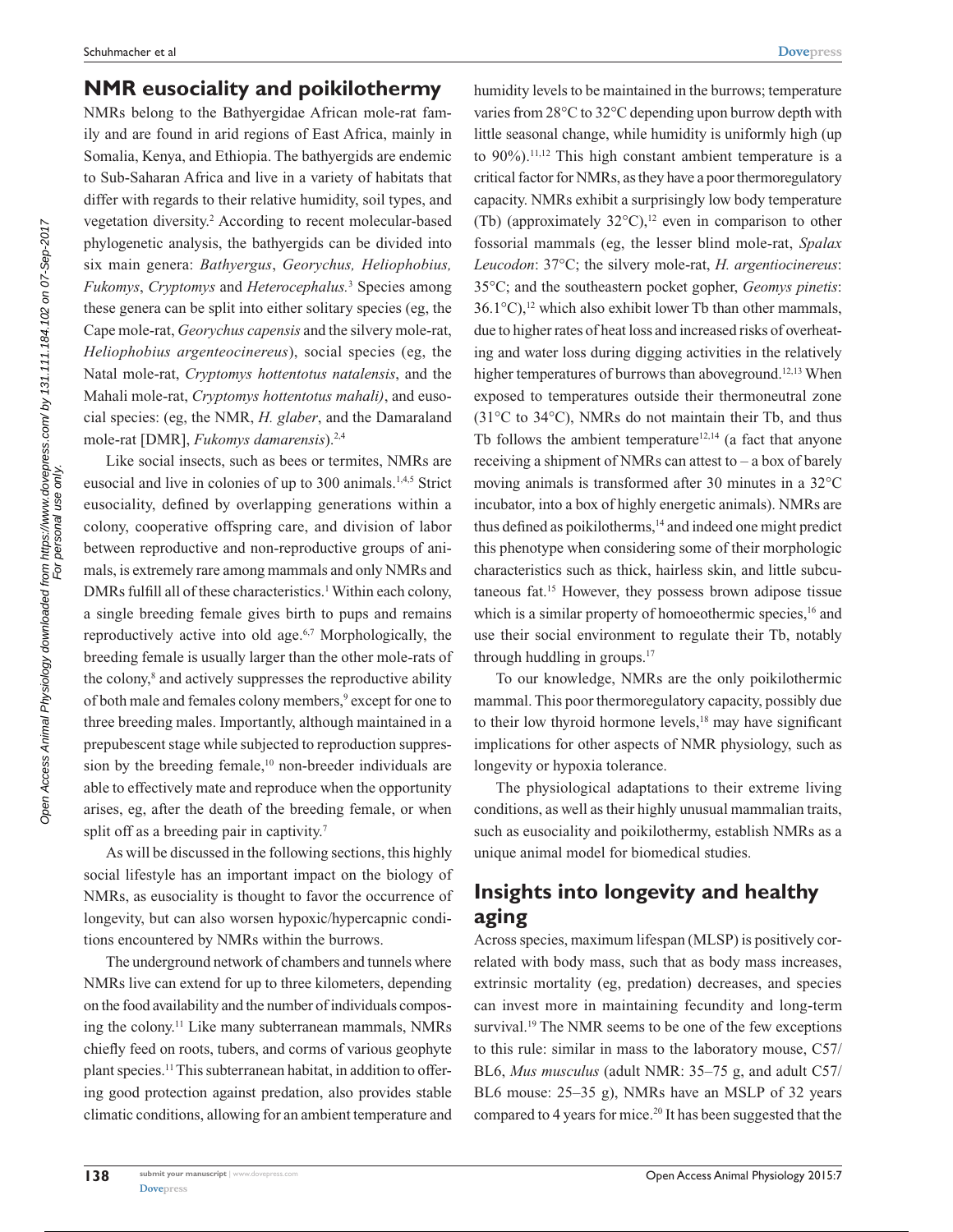## NMR eusociality and poikilothermy

NMRs belong to the Bathyergidae African mole-rat family and are found in arid regions of East Africa, mainly in Somalia, Kenya, and Ethiopia. The bathyergids are endemic to Sub-Saharan Africa and live in a variety of habitats that differ with regards to their relative humidity, soil types, and vegetation diversity.[2] According to recent molecular-based phylogenetic analysis, the bathyergids can be divided into six main genera: *Bathyergus*, *Georychus, Heliophobius, Fukomys*, *Cryptomys* and *Heterocephalus.*[3] Species among these genera can be split into either solitary species (eg, the Cape mole-rat, *Georychus capensis* and the silvery mole-rat, *Heliophobius argenteocinereus*), social species (eg, the Natal mole-rat, *Cryptomys hottentotus natalensis*, and the Mahali mole-rat, *Cryptomys hottentotus mahali)*, and eusocial species: (eg, the NMR, *H. glaber*, and the Damaraland mole-rat [DMR], *Fukomys damarensis*).[2,4]

Like social insects, such as bees or termites, NMRs are eusocial and live in colonies of up to 300 animals.[1,4,5] Strict eusociality, defined by overlapping generations within a colony, cooperative offspring care, and division of labor between reproductive and non-reproductive groups of animals, is extremely rare among mammals and only NMRs and DMRs fulfill all of these characteristics.[1] Within each colony, a single breeding female gives birth to pups and remains reproductively active into old age.[6,7] Morphologically, the breeding female is usually larger than the other mole-rats of the colony,[8] and actively suppresses the reproductive ability of both male and females colony members,[9] except for one to three breeding males. Importantly, although maintained in a prepubescent stage while subjected to reproduction suppression by the breeding female,[10] non-breeder individuals are able to effectively mate and reproduce when the opportunity arises, eg, after the death of the breeding female, or when split off as a breeding pair in captivity.[7]

As will be discussed in the following sections, this highly social lifestyle has an important impact on the biology of NMRs, as eusociality is thought to favor the occurrence of longevity, but can also worsen hypoxic/hypercapnic conditions encountered by NMRs within the burrows.

The underground network of chambers and tunnels where NMRs live can extend for up to three kilometers, depending on the food availability and the number of individuals composing the colony.[11] Like many subterranean mammals, NMRs chiefly feed on roots, tubers, and corms of various geophyte plant species.[11] This subterranean habitat, in addition to offering good protection against predation, also provides stable climatic conditions, allowing for an ambient temperature and humidity levels to be maintained in the burrows; temperature varies from 28°C to 32°C depending upon burrow depth with little seasonal change, while humidity is uniformly high (up to 90%).[11,12] This high constant ambient temperature is a critical factor for NMRs, as they have a poor thermoregulatory capacity. NMRs exhibit a surprisingly low body temperature (Tb) (approximately 32°C),[12] even in comparison to other fossorial mammals (eg, the lesser blind mole-rat, *Spalax Leucodon*: 37°C; the silvery mole-rat, *H. argentiocinereus*: 35°C; and the southeastern pocket gopher, *Geomys pinetis*: 36.1°C),[12] which also exhibit lower Tb than other mammals, due to higher rates of heat loss and increased risks of overheating and water loss during digging activities in the relatively higher temperatures of burrows than aboveground.[12,13] When exposed to temperatures outside their thermoneutral zone (31°C to 34°C), NMRs do not maintain their Tb, and thus Tb follows the ambient temperature[12,14] (a fact that anyone receiving a shipment of NMRs can attest to – a box of barely moving animals is transformed after 30 minutes in a 32°C incubator, into a box of highly energetic animals). NMRs are thus defined as poikilotherms,[14] and indeed one might predict this phenotype when considering some of their morphologic characteristics such as thick, hairless skin, and little subcutaneous fat.[15] However, they possess brown adipose tissue which is a similar property of homoeothermic species,[16] and use their social environment to regulate their Tb, notably through huddling in groups.[17]

To our knowledge, NMRs are the only poikilothermic mammal. This poor thermoregulatory capacity, possibly due to their low thyroid hormone levels,[18] may have significant implications for other aspects of NMR physiology, such as longevity or hypoxia tolerance.

The physiological adaptations to their extreme living conditions, as well as their highly unusual mammalian traits, such as eusociality and poikilothermy, establish NMRs as a unique animal model for biomedical studies.

## Insights into longevity and healthy aging

Across species, maximum lifespan (MLSP) is positively correlated with body mass, such that as body mass increases, extrinsic mortality (eg, predation) decreases, and species can invest more in maintaining fecundity and long-term survival.[19] The NMR seems to be one of the few exceptions to this rule: similar in mass to the laboratory mouse, C57/BL6, *Mus musculus* (adult NMR: 35–75 g, and adult C57/BL6 mouse: 25–35 g), NMRs have an MSLP of 32 years compared to 4 years for mice.[20] It has been suggested that the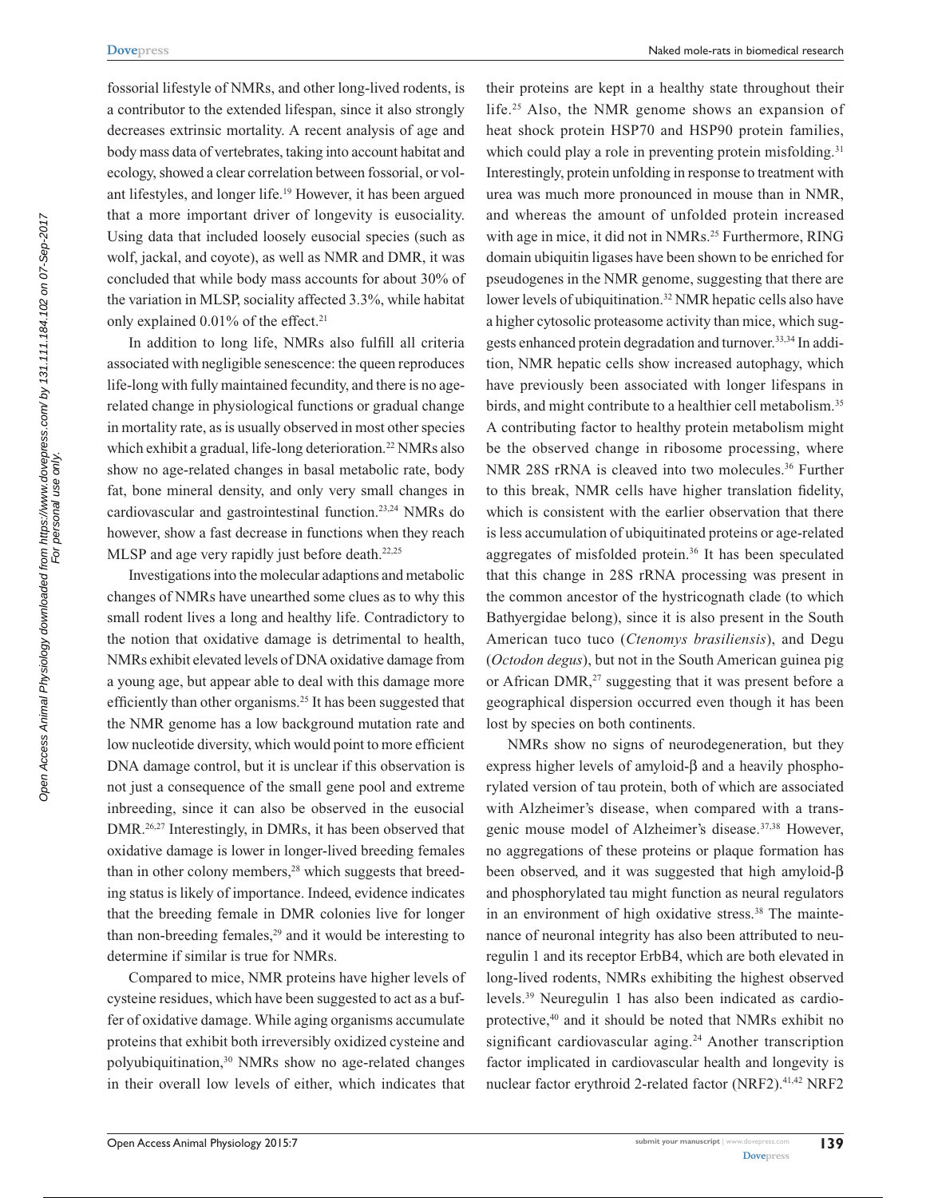fossorial lifestyle of NMRs, and other long-lived rodents, is a contributor to the extended lifespan, since it also strongly decreases extrinsic mortality. A recent analysis of age and body mass data of vertebrates, taking into account habitat and ecology, showed a clear correlation between fossorial, or volant lifestyles, and longer life.[19] However, it has been argued that a more important driver of longevity is eusociality. Using data that included loosely eusocial species (such as wolf, jackal, and coyote), as well as NMR and DMR, it was concluded that while body mass accounts for about 30% of the variation in MLSP, sociality affected 3.3%, while habitat only explained 0.01% of the effect.[21]

In addition to long life, NMRs also fulfill all criteria associated with negligible senescence: the queen reproduces life-long with fully maintained fecundity, and there is no age-related change in physiological functions or gradual change in mortality rate, as is usually observed in most other species which exhibit a gradual, life-long deterioration.[22] NMRs also show no age-related changes in basal metabolic rate, body fat, bone mineral density, and only very small changes in cardiovascular and gastrointestinal function.[23,24] NMRs do however, show a fast decrease in functions when they reach MLSP and age very rapidly just before death.[22,25]

Investigations into the molecular adaptions and metabolic changes of NMRs have unearthed some clues as to why this small rodent lives a long and healthy life. Contradictory to the notion that oxidative damage is detrimental to health, NMRs exhibit elevated levels of DNA oxidative damage from a young age, but appear able to deal with this damage more efficiently than other organisms.[25] It has been suggested that the NMR genome has a low background mutation rate and low nucleotide diversity, which would point to more efficient DNA damage control, but it is unclear if this observation is not just a consequence of the small gene pool and extreme inbreeding, since it can also be observed in the eusocial DMR.[26,27] Interestingly, in DMRs, it has been observed that oxidative damage is lower in longer-lived breeding females than in other colony members,[28] which suggests that breeding status is likely of importance. Indeed, evidence indicates that the breeding female in DMR colonies live for longer than non-breeding females,[29] and it would be interesting to determine if similar is true for NMRs.

Compared to mice, NMR proteins have higher levels of cysteine residues, which have been suggested to act as a buffer of oxidative damage. While aging organisms accumulate proteins that exhibit both irreversibly oxidized cysteine and polyubiquitination,[30] NMRs show no age-related changes in their overall low levels of either, which indicates that their proteins are kept in a healthy state throughout their life.[25] Also, the NMR genome shows an expansion of heat shock protein HSP70 and HSP90 protein families, which could play a role in preventing protein misfolding.[31] Interestingly, protein unfolding in response to treatment with urea was much more pronounced in mouse than in NMR, and whereas the amount of unfolded protein increased with age in mice, it did not in NMRs.[25] Furthermore, RING domain ubiquitin ligases have been shown to be enriched for pseudogenes in the NMR genome, suggesting that there are lower levels of ubiquitination.[32] NMR hepatic cells also have a higher cytosolic proteasome activity than mice, which suggests enhanced protein degradation and turnover.[33,34] In addition, NMR hepatic cells show increased autophagy, which have previously been associated with longer lifespans in birds, and might contribute to a healthier cell metabolism.[35] A contributing factor to healthy protein metabolism might be the observed change in ribosome processing, where NMR 28S rRNA is cleaved into two molecules.[36] Further to this break, NMR cells have higher translation fidelity, which is consistent with the earlier observation that there is less accumulation of ubiquitinated proteins or age-related aggregates of misfolded protein.[36] It has been speculated that this change in 28S rRNA processing was present in the common ancestor of the hystricognath clade (to which Bathyergidae belong), since it is also present in the South American tuco tuco (*Ctenomys brasiliensis*), and Degu (*Octodon degus*), but not in the South American guinea pig or African DMR,[27] suggesting that it was present before a geographical dispersion occurred even though it has been lost by species on both continents.

NMRs show no signs of neurodegeneration, but they express higher levels of amyloid-β and a heavily phosphorylated version of tau protein, both of which are associated with Alzheimer's disease, when compared with a transgenic mouse model of Alzheimer's disease.[37,38] However, no aggregations of these proteins or plaque formation has been observed, and it was suggested that high amyloid-β and phosphorylated tau might function as neural regulators in an environment of high oxidative stress.[38] The maintenance of neuronal integrity has also been attributed to neuregulin 1 and its receptor ErbB4, which are both elevated in long-lived rodents, NMRs exhibiting the highest observed levels.[39] Neuregulin 1 has also been indicated as cardioprotective,[40] and it should be noted that NMRs exhibit no significant cardiovascular aging.[24] Another transcription factor implicated in cardiovascular health and longevity is nuclear factor erythroid 2-related factor (NRF2).[41,42] NRF2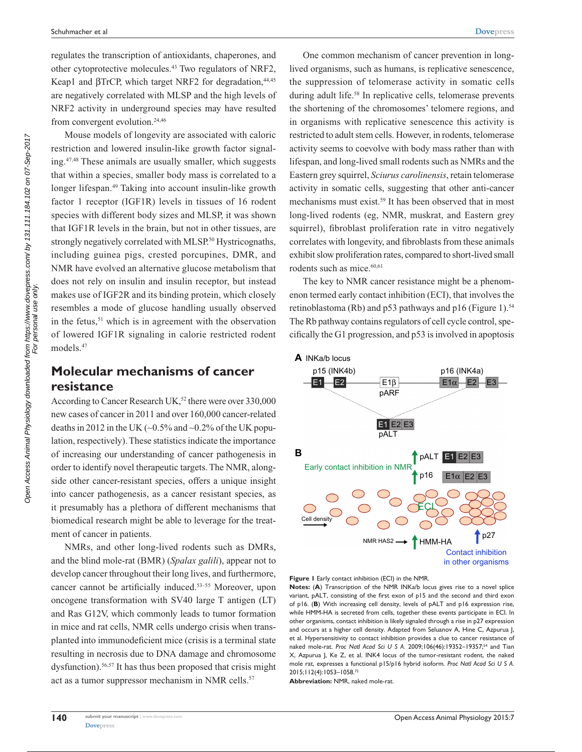regulates the transcription of antioxidants, chaperones, and other cytoprotective molecules.[43] Two regulators of NRF2, Keap1 and βTrCP, which target NRF2 for degradation,[44,45] are negatively correlated with MLSP and the high levels of NRF2 activity in underground species may have resulted from convergent evolution.[24,46]

Mouse models of longevity are associated with caloric restriction and lowered insulin-like growth factor signaling.[47,48] These animals are usually smaller, which suggests that within a species, smaller body mass is correlated to a longer lifespan.[49] Taking into account insulin-like growth factor 1 receptor (IGF1R) levels in tissues of 16 rodent species with different body sizes and MLSP, it was shown that IGF1R levels in the brain, but not in other tissues, are strongly negatively correlated with MLSP.[50] Hystricognaths, including guinea pigs, crested porcupines, DMR, and NMR have evolved an alternative glucose metabolism that does not rely on insulin and insulin receptor, but instead makes use of IGF2R and its binding protein, which closely resembles a mode of glucose handling usually observed in the fetus,[51] which is in agreement with the observation of lowered IGF1R signaling in calorie restricted rodent models.[47]

## Molecular mechanisms of cancer resistance

According to Cancer Research UK,[52] there were over 330,000 new cases of cancer in 2011 and over 160,000 cancer-related deaths in 2012 in the UK (~0.5% and ~0.2% of the UK population, respectively). These statistics indicate the importance of increasing our understanding of cancer pathogenesis in order to identify novel therapeutic targets. The NMR, alongside other cancer-resistant species, offers a unique insight into cancer pathogenesis, as a cancer resistant species, as it presumably has a plethora of different mechanisms that biomedical research might be able to leverage for the treatment of cancer in patients.

NMRs, and other long-lived rodents such as DMRs, and the blind mole-rat (BMR) (*Spalax galili*), appear not to develop cancer throughout their long lives, and furthermore, cancer cannot be artificially induced.[53–55] Moreover, upon oncogene transformation with SV40 large T antigen (LT) and Ras G12V, which commonly leads to tumor formation in mice and rat cells, NMR cells undergo crisis when transplanted into immunodeficient mice (crisis is a terminal state resulting in necrosis due to DNA damage and chromosome dysfunction).[56,57] It has thus been proposed that crisis might act as a tumor suppressor mechanism in NMR cells.[57]

One common mechanism of cancer prevention in long-lived organisms, such as humans, is replicative senescence, the suppression of telomerase activity in somatic cells during adult life.[58] In replicative cells, telomerase prevents the shortening of the chromosomes' telomere regions, and in organisms with replicative senescence this activity is restricted to adult stem cells. However, in rodents, telomerase activity seems to coevolve with body mass rather than with lifespan, and long-lived small rodents such as NMRs and the Eastern grey squirrel, *Sciurus carolinensis*, retain telomerase activity in somatic cells, suggesting that other anti-cancer mechanisms must exist.[59] It has been observed that in most long-lived rodents (eg, NMR, muskrat, and Eastern grey squirrel), fibroblast proliferation rate in vitro negatively correlates with longevity, and fibroblasts from these animals exhibit slow proliferation rates, compared to short-lived small rodents such as mice.[60,61]

The key to NMR cancer resistance might be a phenomenon termed early contact inhibition (ECI), that involves the retinoblastoma (Rb) and p53 pathways and p16 (Figure 1).[54] The Rb pathway contains regulators of cell cycle control, specifically the G1 progression, and p53 is involved in apoptosis

**Figure 1** Early contact inhibition (ECI) in the NMR.

**Notes:** (**A**) Transcription of the NMR INKa/b locus gives rise to a novel splice variant, pALT, consisting of the first exon of p15 and the second and third exon of p16. (**B**) With increasing cell density, levels of pALT and p16 expression rise, while HMM-HA is secreted from cells, together these events participate in ECI. In other organisms, contact inhibition is likely signaled through a rise in p27 expression and occurs at a higher cell density. Adapted from Seluanov A, Hine C, Azpurua J, et al. Hypersensitivity to contact inhibition provides a clue to cancer resistance of naked mole-rat. *Proc Natl Acad Sci U S A.* 2009;106(46):19352–19357;[54] and Tian X, Azpurua J, Ke Z, et al. INK4 locus of the tumor-resistant rodent, the naked mole rat, expresses a functional p15/p16 hybrid isoform. *Proc Natl Acad Sci U S A.* 2015;112(4):1053–1058.[72]

**Abbreviation:** NMR, naked mole-rat.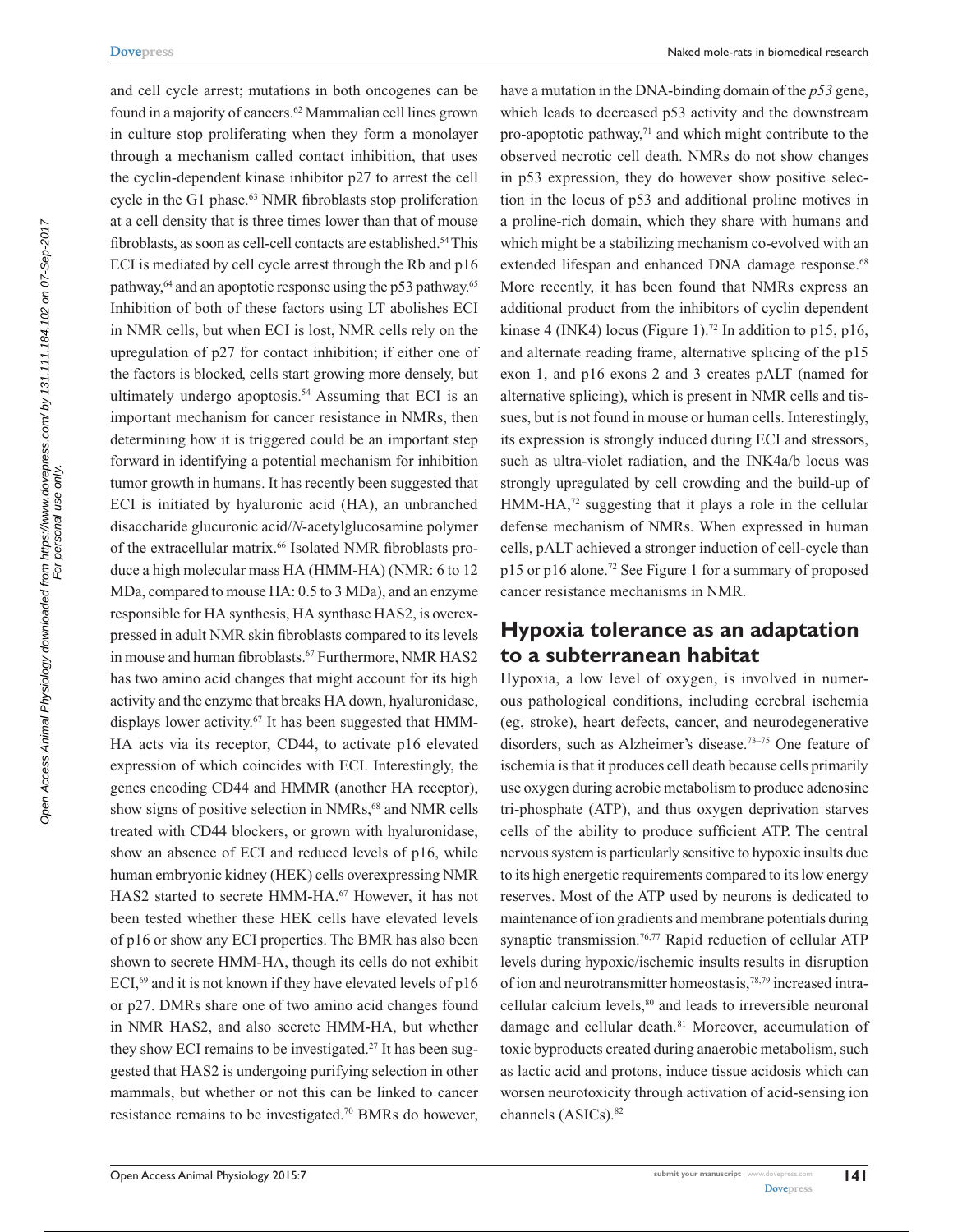and cell cycle arrest; mutations in both oncogenes can be found in a majority of cancers.[62] Mammalian cell lines grown in culture stop proliferating when they form a monolayer through a mechanism called contact inhibition, that uses the cyclin-dependent kinase inhibitor p27 to arrest the cell cycle in the G1 phase.[63] NMR fibroblasts stop proliferation at a cell density that is three times lower than that of mouse fibroblasts, as soon as cell-cell contacts are established.[54] This ECI is mediated by cell cycle arrest through the Rb and p16 pathway,[64] and an apoptotic response using the p53 pathway.[65] Inhibition of both of these factors using LT abolishes ECI in NMR cells, but when ECI is lost, NMR cells rely on the upregulation of p27 for contact inhibition; if either one of the factors is blocked, cells start growing more densely, but ultimately undergo apoptosis.[54] Assuming that ECI is an important mechanism for cancer resistance in NMRs, then determining how it is triggered could be an important step forward in identifying a potential mechanism for inhibition tumor growth in humans. It has recently been suggested that ECI is initiated by hyaluronic acid (HA), an unbranched disaccharide glucuronic acid/*N*-acetylglucosamine polymer of the extracellular matrix.[66] Isolated NMR fibroblasts produce a high molecular mass HA (HMM-HA) (NMR: 6 to 12 MDa, compared to mouse HA: 0.5 to 3 MDa), and an enzyme responsible for HA synthesis, HA synthase HAS2, is overexpressed in adult NMR skin fibroblasts compared to its levels in mouse and human fibroblasts.[67] Furthermore, NMR HAS2 has two amino acid changes that might account for its high activity and the enzyme that breaks HA down, hyaluronidase, displays lower activity.[67] It has been suggested that HMM-HA acts via its receptor, CD44, to activate p16 elevated expression of which coincides with ECI. Interestingly, the genes encoding CD44 and HMMR (another HA receptor), show signs of positive selection in NMRs,[68] and NMR cells treated with CD44 blockers, or grown with hyaluronidase, show an absence of ECI and reduced levels of p16, while human embryonic kidney (HEK) cells overexpressing NMR HAS2 started to secrete HMM-HA.[67] However, it has not been tested whether these HEK cells have elevated levels of p16 or show any ECI properties. The BMR has also been shown to secrete HMM-HA, though its cells do not exhibit ECI,[69] and it is not known if they have elevated levels of p16 or p27. DMRs share one of two amino acid changes found in NMR HAS2, and also secrete HMM-HA, but whether they show ECI remains to be investigated.[27] It has been suggested that HAS2 is undergoing purifying selection in other mammals, but whether or not this can be linked to cancer resistance remains to be investigated.[70] BMRs do however, have a mutation in the DNA-binding domain of the *p53* gene, which leads to decreased p53 activity and the downstream pro-apoptotic pathway,[71] and which might contribute to the observed necrotic cell death. NMRs do not show changes in p53 expression, they do however show positive selection in the locus of p53 and additional proline motives in a proline-rich domain, which they share with humans and which might be a stabilizing mechanism co-evolved with an extended lifespan and enhanced DNA damage response.[68] More recently, it has been found that NMRs express an additional product from the inhibitors of cyclin dependent kinase 4 (INK4) locus (Figure 1).[72] In addition to p15, p16, and alternate reading frame, alternative splicing of the p15 exon 1, and p16 exons 2 and 3 creates pALT (named for alternative splicing), which is present in NMR cells and tissues, but is not found in mouse or human cells. Interestingly, its expression is strongly induced during ECI and stressors, such as ultra-violet radiation, and the INK4a/b locus was strongly upregulated by cell crowding and the build-up of HMM-HA,[72] suggesting that it plays a role in the cellular defense mechanism of NMRs. When expressed in human cells, pALT achieved a stronger induction of cell-cycle than p15 or p16 alone.[72] See Figure 1 for a summary of proposed cancer resistance mechanisms in NMR.

## Hypoxia tolerance as an adaptation to a subterranean habitat

Hypoxia, a low level of oxygen, is involved in numerous pathological conditions, including cerebral ischemia (eg, stroke), heart defects, cancer, and neurodegenerative disorders, such as Alzheimer's disease.[73–75] One feature of ischemia is that it produces cell death because cells primarily use oxygen during aerobic metabolism to produce adenosine tri-phosphate (ATP), and thus oxygen deprivation starves cells of the ability to produce sufficient ATP. The central nervous system is particularly sensitive to hypoxic insults due to its high energetic requirements compared to its low energy reserves. Most of the ATP used by neurons is dedicated to maintenance of ion gradients and membrane potentials during synaptic transmission.[76,77] Rapid reduction of cellular ATP levels during hypoxic/ischemic insults results in disruption of ion and neurotransmitter homeostasis,[78,79] increased intracellular calcium levels,[80] and leads to irreversible neuronal damage and cellular death.[81] Moreover, accumulation of toxic byproducts created during anaerobic metabolism, such as lactic acid and protons, induce tissue acidosis which can worsen neurotoxicity through activation of acid-sensing ion channels (ASICs).[82]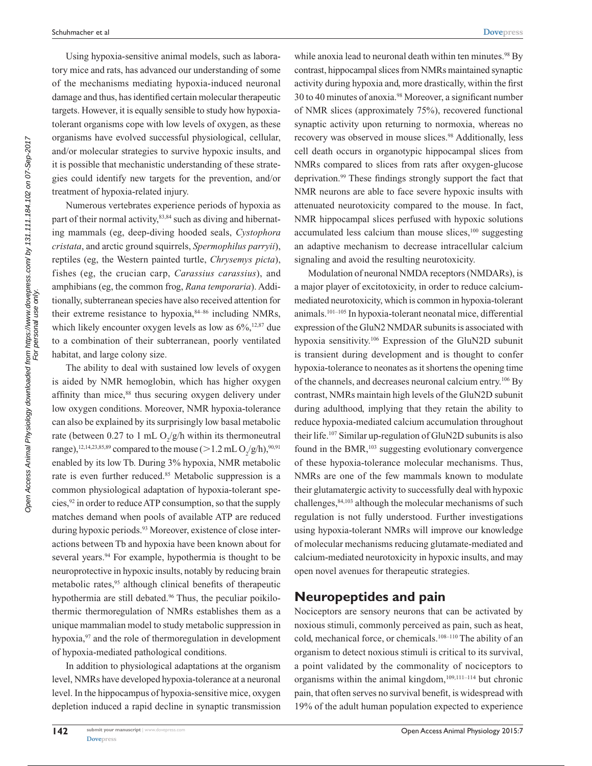Using hypoxia-sensitive animal models, such as laboratory mice and rats, has advanced our understanding of some of the mechanisms mediating hypoxia-induced neuronal damage and thus, has identified certain molecular therapeutic targets. However, it is equally sensible to study how hypoxia-tolerant organisms cope with low levels of oxygen, as these organisms have evolved successful physiological, cellular, and/or molecular strategies to survive hypoxic insults, and it is possible that mechanistic understanding of these strategies could identify new targets for the prevention, and/or treatment of hypoxia-related injury.

Numerous vertebrates experience periods of hypoxia as part of their normal activity,[83,84] such as diving and hibernating mammals (eg, deep-diving hooded seals, *Cystophora cristata*, and arctic ground squirrels, *Spermophilus parryii*), reptiles (eg, the Western painted turtle, *Chrysemys picta*), fishes (eg, the crucian carp, *Carassius carassius*), and amphibians (eg, the common frog, *Rana temporaria*). Additionally, subterranean species have also received attention for their extreme resistance to hypoxia,[84–86] including NMRs, which likely encounter oxygen levels as low as 6%,[12,87] due to a combination of their subterranean, poorly ventilated habitat, and large colony size.

The ability to deal with sustained low levels of oxygen is aided by NMR hemoglobin, which has higher oxygen affinity than mice,[88] thus securing oxygen delivery under low oxygen conditions. Moreover, NMR hypoxia-tolerance can also be explained by its surprisingly low basal metabolic rate (between 0.27 to 1 mL $O_2$/g/h within its thermoneutral range),[12,14,23,85,89] compared to the mouse (>1.2 mL $O_2$/g/h),[90,91] enabled by its low Tb. During 3% hypoxia, NMR metabolic rate is even further reduced.[85] Metabolic suppression is a common physiological adaptation of hypoxia-tolerant species,[92] in order to reduce ATP consumption, so that the supply matches demand when pools of available ATP are reduced during hypoxic periods.[93] Moreover, existence of close interactions between Tb and hypoxia have been known about for several years.[94] For example, hypothermia is thought to be neuroprotective in hypoxic insults, notably by reducing brain metabolic rates,[95] although clinical benefits of therapeutic hypothermia are still debated.[96] Thus, the peculiar poikilothermic thermoregulation of NMRs establishes them as a unique mammalian model to study metabolic suppression in hypoxia,[97] and the role of thermoregulation in development of hypoxia-mediated pathological conditions.

In addition to physiological adaptations at the organism level, NMRs have developed hypoxia-tolerance at a neuronal level. In the hippocampus of hypoxia-sensitive mice, oxygen depletion induced a rapid decline in synaptic transmission while anoxia lead to neuronal death within ten minutes.[98] By contrast, hippocampal slices from NMRs maintained synaptic activity during hypoxia and, more drastically, within the first 30 to 40 minutes of anoxia.[98] Moreover, a significant number of NMR slices (approximately 75%), recovered functional synaptic activity upon returning to normoxia, whereas no recovery was observed in mouse slices.[98] Additionally, less cell death occurs in organotypic hippocampal slices from NMRs compared to slices from rats after oxygen-glucose deprivation.[99] These findings strongly support the fact that NMR neurons are able to face severe hypoxic insults with attenuated neurotoxicity compared to the mouse. In fact, NMR hippocampal slices perfused with hypoxic solutions accumulated less calcium than mouse slices,[100] suggesting an adaptive mechanism to decrease intracellular calcium signaling and avoid the resulting neurotoxicity.

Modulation of neuronal NMDA receptors (NMDARs), is a major player of excitotoxicity, in order to reduce calcium-mediated neurotoxicity, which is common in hypoxia-tolerant animals.[101–105] In hypoxia-tolerant neonatal mice, differential expression of the GluN2 NMDAR subunits is associated with hypoxia sensitivity.[106] Expression of the GluN2D subunit is transient during development and is thought to confer hypoxia-tolerance to neonates as it shortens the opening time of the channels, and decreases neuronal calcium entry.[106] By contrast, NMRs maintain high levels of the GluN2D subunit during adulthood, implying that they retain the ability to reduce hypoxia-mediated calcium accumulation throughout their life.[107] Similar up-regulation of GluN2D subunits is also found in the BMR,[103] suggesting evolutionary convergence of these hypoxia-tolerance molecular mechanisms. Thus, NMRs are one of the few mammals known to modulate their glutamatergic activity to successfully deal with hypoxic challenges,[84,103] although the molecular mechanisms of such regulation is not fully understood. Further investigations using hypoxia-tolerant NMRs will improve our knowledge of molecular mechanisms reducing glutamate-mediated and calcium-mediated neurotoxicity in hypoxic insults, and may open novel avenues for therapeutic strategies.

## Neuropeptides and pain

Nociceptors are sensory neurons that can be activated by noxious stimuli, commonly perceived as pain, such as heat, cold, mechanical force, or chemicals.[108–110] The ability of an organism to detect noxious stimuli is critical to its survival, a point validated by the commonality of nociceptors to organisms within the animal kingdom,[109,111–114] but chronic pain, that often serves no survival benefit, is widespread with 19% of the adult human population expected to experience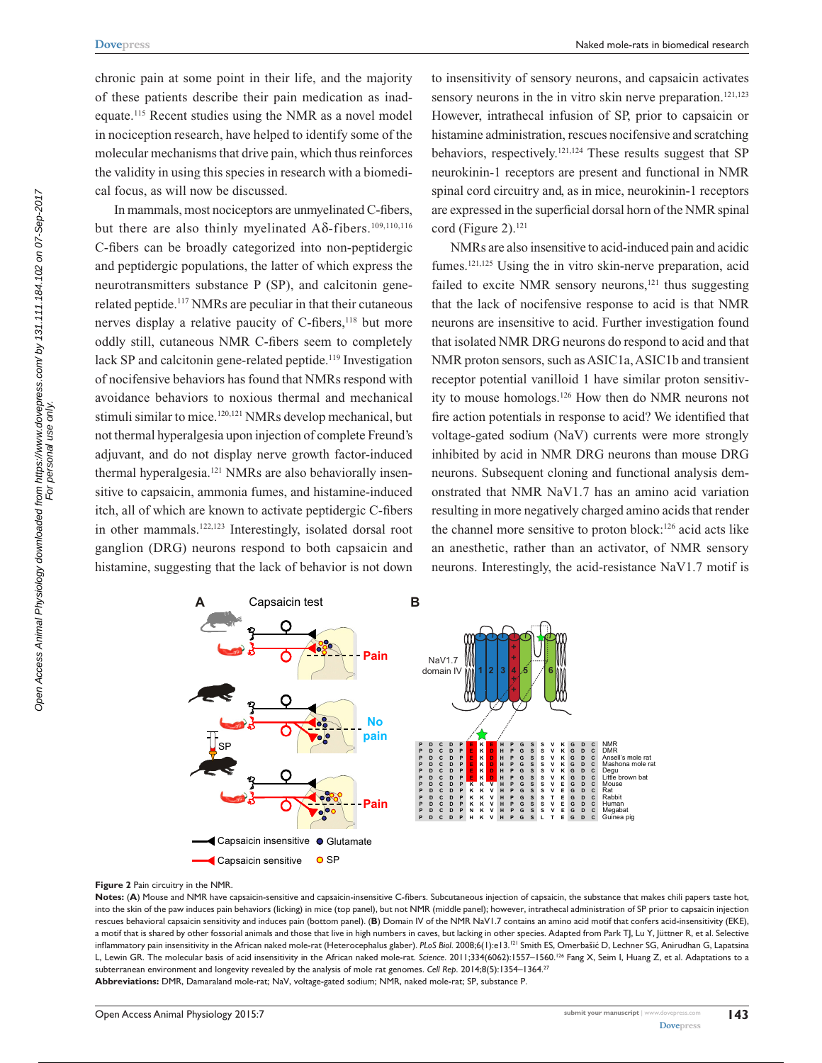chronic pain at some point in their life, and the majority of these patients describe their pain medication as inadequate.[115] Recent studies using the NMR as a novel model in nociception research, have helped to identify some of the molecular mechanisms that drive pain, which thus reinforces the validity in using this species in research with a biomedical focus, as will now be discussed.

In mammals, most nociceptors are unmyelinated C-fibers, but there are also thinly myelinated Aδ-fibers.[109,110,116] C-fibers can be broadly categorized into non-peptidergic and peptidergic populations, the latter of which express the neurotransmitters substance P (SP), and calcitonin gene-related peptide.[117] NMRs are peculiar in that their cutaneous nerves display a relative paucity of C-fibers,[118] but more oddly still, cutaneous NMR C-fibers seem to completely lack SP and calcitonin gene-related peptide.[119] Investigation of nocifensive behaviors has found that NMRs respond with avoidance behaviors to noxious thermal and mechanical stimuli similar to mice.[120,121] NMRs develop mechanical, but not thermal hyperalgesia upon injection of complete Freund's adjuvant, and do not display nerve growth factor-induced thermal hyperalgesia.[121] NMRs are also behaviorally insensitive to capsaicin, ammonia fumes, and histamine-induced itch, all of which are known to activate peptidergic C-fibers in other mammals.[122,123] Interestingly, isolated dorsal root ganglion (DRG) neurons respond to both capsaicin and histamine, suggesting that the lack of behavior is not down to insensitivity of sensory neurons, and capsaicin activates sensory neurons in the in vitro skin nerve preparation.[121,123] However, intrathecal infusion of SP, prior to capsaicin or histamine administration, rescues nocifensive and scratching behaviors, respectively.[121,124] These results suggest that SP neurokinin-1 receptors are present and functional in NMR spinal cord circuitry and, as in mice, neurokinin-1 receptors are expressed in the superficial dorsal horn of the NMR spinal cord (Figure 2).[121]

NMRs are also insensitive to acid-induced pain and acidic fumes.[121,125] Using the in vitro skin-nerve preparation, acid failed to excite NMR sensory neurons,[121] thus suggesting that the lack of nocifensive response to acid is that NMR neurons are insensitive to acid. Further investigation found that isolated NMR DRG neurons do respond to acid and that NMR proton sensors, such as ASIC1a, ASIC1b and transient receptor potential vanilloid 1 have similar proton sensitivity to mouse homologs.[126] How then do NMR neurons not fire action potentials in response to acid? We identified that voltage-gated sodium (NaV) currents were more strongly inhibited by acid in NMR DRG neurons than mouse DRG neurons. Subsequent cloning and functional analysis demonstrated that NMR NaV1.7 has an amino acid variation resulting in more negatively charged amino acids that render the channel more sensitive to proton block:[126] acid acts like an anesthetic, rather than an activator, of NMR sensory neurons. Interestingly, the acid-resistance NaV1.7 motif is

**Figure 2** Pain circuitry in the NMR.

**Notes:** (**A**) Mouse and NMR have capsaicin-sensitive and capsaicin-insensitive C-fibers. Subcutaneous injection of capsaicin, the substance that makes chili papers taste hot, into the skin of the paw induces pain behaviors (licking) in mice (top panel), but not NMR (middle panel); however, intrathecal administration of SP prior to capsaicin injection rescues behavioral capsaicin sensitivity and induces pain (bottom panel). (**B**) Domain IV of the NMR NaV1.7 contains an amino acid motif that confers acid-insensitivity (EKE), a motif that is shared by other fossorial animals and those that live in high numbers in caves, but lacking in other species. Adapted from Park TJ, Lu Y, Jüttner R, et al. Selective inflammatory pain insensitivity in the African naked mole-rat (Heterocephalus glaber). *PLoS Biol.* 2008;6(1):e13.[121] Smith ES, Omerbašić D, Lechner SG, Anirudhan G, Lapatsina L, Lewin GR. The molecular basis of acid insensitivity in the African naked mole-rat. *Science.* 2011;334(6062):1557–1560.[126] Fang X, Seim I, Huang Z, et al. Adaptations to a subterranean environment and longevity revealed by the analysis of mole rat genomes. *Cell Rep.* 2014;8(5):1354–1364.[27]

**Abbreviations:** DMR, Damaraland mole-rat; NaV, voltage-gated sodium; NMR, naked mole-rat; SP, substance P.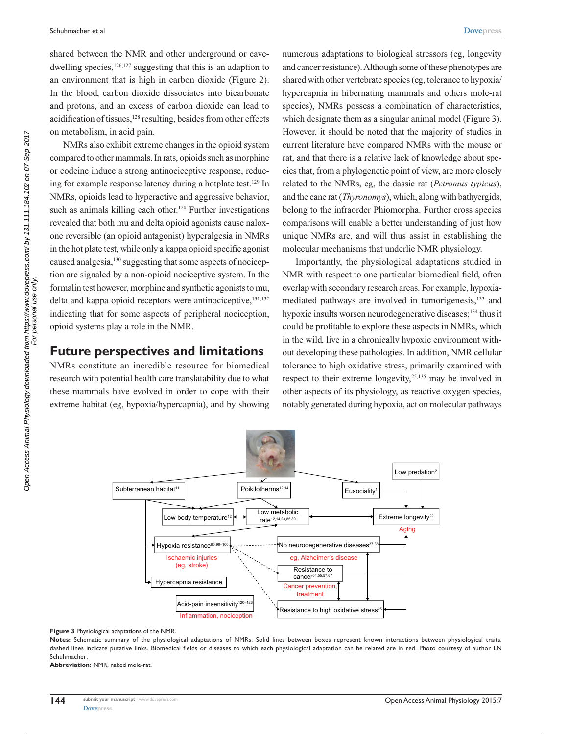shared between the NMR and other underground or cave-dwelling species,[126,127] suggesting that this is an adaption to an environment that is high in carbon dioxide (Figure 2). In the blood, carbon dioxide dissociates into bicarbonate and protons, and an excess of carbon dioxide can lead to acidification of tissues,[128] resulting, besides from other effects on metabolism, in acid pain.

NMRs also exhibit extreme changes in the opioid system compared to other mammals. In rats, opioids such as morphine or codeine induce a strong antinociceptive response, reducing for example response latency during a hotplate test.[129] In NMRs, opioids lead to hyperactive and aggressive behavior, such as animals killing each other.[120] Further investigations revealed that both mu and delta opioid agonists cause naloxone reversible (an opioid antagonist) hyperalgesia in NMRs in the hot plate test, while only a kappa opioid specific agonist caused analgesia,[130] suggesting that some aspects of nociception are signaled by a non-opioid nociceptive system. In the formalin test however, morphine and synthetic agonists to mu, delta and kappa opioid receptors were antinociceptive,[131,132] indicating that for some aspects of peripheral nociception, opioid systems play a role in the NMR.

## Future perspectives and limitations

NMRs constitute an incredible resource for biomedical research with potential health care translatability due to what these mammals have evolved in order to cope with their extreme habitat (eg, hypoxia/hypercapnia), and by showing numerous adaptations to biological stressors (eg, longevity and cancer resistance). Although some of these phenotypes are shared with other vertebrate species (eg, tolerance to hypoxia/hypercapnia in hibernating mammals and others mole-rat species), NMRs possess a combination of characteristics, which designate them as a singular animal model (Figure 3). However, it should be noted that the majority of studies in current literature have compared NMRs with the mouse or rat, and that there is a relative lack of knowledge about species that, from a phylogenetic point of view, are more closely related to the NMRs, eg, the dassie rat (*Petromus typicus*), and the cane rat (*Thyronomys*), which, along with bathyergids, belong to the infraorder Phiomorpha. Further cross species comparisons will enable a better understanding of just how unique NMRs are, and will thus assist in establishing the molecular mechanisms that underlie NMR physiology.

Importantly, the physiological adaptations studied in NMR with respect to one particular biomedical field, often overlap with secondary research areas. For example, hypoxia-mediated pathways are involved in tumorigenesis,[133] and hypoxic insults worsen neurodegenerative diseases;[134] thus it could be profitable to explore these aspects in NMRs, which in the wild, live in a chronically hypoxic environment without developing these pathologies. In addition, NMR cellular tolerance to high oxidative stress, primarily examined with respect to their extreme longevity,[25,135] may be involved in other aspects of its physiology, as reactive oxygen species, notably generated during hypoxia, act on molecular pathways

**Figure 3** Physiological adaptations of the NMR.

**Notes:** Schematic summary of the physiological adaptations of NMRs. Solid lines between boxes represent known interactions between physiological traits, dashed lines indicate putative links. Biomedical fields or diseases to which each physiological adaptation can be related are in red. Photo courtesy of author LN Schuhmacher.

**Abbreviation:** NMR, naked mole-rat.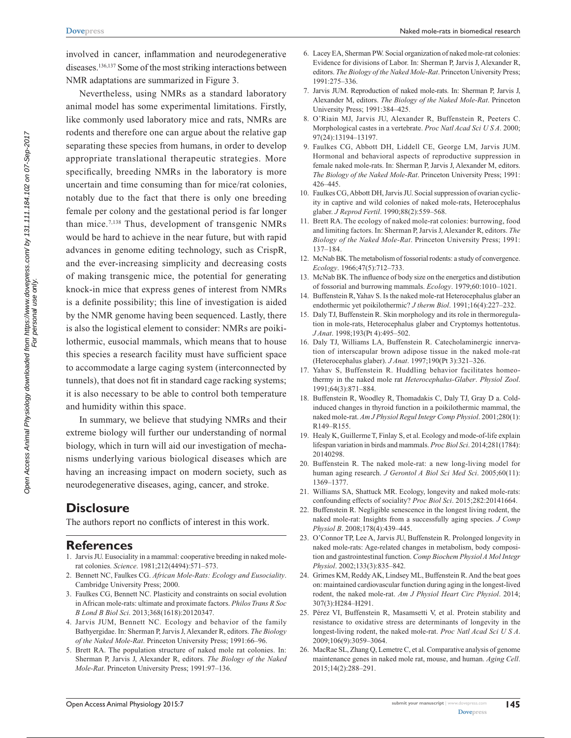involved in cancer, inflammation and neurodegenerative diseases.[136,137] Some of the most striking interactions between NMR adaptations are summarized in Figure 3.

Nevertheless, using NMRs as a standard laboratory animal model has some experimental limitations. Firstly, like commonly used laboratory mice and rats, NMRs are rodents and therefore one can argue about the relative gap separating these species from humans, in order to develop appropriate translational therapeutic strategies. More specifically, breeding NMRs in the laboratory is more uncertain and time consuming than for mice/rat colonies, notably due to the fact that there is only one breeding female per colony and the gestational period is far longer than mice.[7,138] Thus, development of transgenic NMRs would be hard to achieve in the near future, but with rapid advances in genome editing technology, such as CrispR, and the ever-increasing simplicity and decreasing costs of making transgenic mice, the potential for generating knock-in mice that express genes of interest from NMRs is a definite possibility; this line of investigation is aided by the NMR genome having been sequenced. Lastly, there is also the logistical element to consider: NMRs are poikilothermic, eusocial mammals, which means that to house this species a research facility must have sufficient space to accommodate a large caging system (interconnected by tunnels), that does not fit in standard cage racking systems; it is also necessary to be able to control both temperature and humidity within this space.

In summary, we believe that studying NMRs and their extreme biology will further our understanding of normal biology, which in turn will aid our investigation of mechanisms underlying various biological diseases which are having an increasing impact on modern society, such as neurodegenerative diseases, aging, cancer, and stroke.

## Disclosure

The authors report no conflicts of interest in this work.

## References

1. Jarvis JU. Eusociality in a mammal: cooperative breeding in naked mole-rat colonies. *Science*. 1981;212(4494):571–573.
2. Bennett NC, Faulkes CG. *African Mole-Rats: Ecology and Eusociality*. Cambridge University Press; 2000.
3. Faulkes CG, Bennett NC. Plasticity and constraints on social evolution in African mole-rats: ultimate and proximate factors. *Philos Trans R Soc B Lond B Biol Sci*. 2013;368(1618):20120347.
4. Jarvis JUM, Bennett NC. Ecology and behavior of the family Bathyergidae. In: Sherman P, Jarvis J, Alexander R, editors. *The Biology of the Naked Mole-Rat*. Princeton University Press; 1991:66–96.
5. Brett RA. The population structure of naked mole rat colonies. In: Sherman P, Jarvis J, Alexander R, editors. *The Biology of the Naked Mole-Rat*. Princeton University Press; 1991:97–136.
6. Lacey EA, Sherman PW. Social organization of naked mole-rat colonies: Evidence for divisions of Labor. In: Sherman P, Jarvis J, Alexander R, editors. *The Biology of the Naked Mole-Rat*. Princeton University Press; 1991:275–336.
7. Jarvis JUM. Reproduction of naked mole-rats. In: Sherman P, Jarvis J, Alexander M, editors. *The Biology of the Naked Mole-Rat*. Princeton University Press; 1991:384–425.
8. O'Riain MJ, Jarvis JU, Alexander R, Buffenstein R, Peeters C. Morphological castes in a vertebrate. *Proc Natl Acad Sci U S A*. 2000; 97(24):13194–13197.
9. Faulkes CG, Abbott DH, Liddell CE, George LM, Jarvis JUM. Hormonal and behavioral aspects of reproductive suppression in female naked mole-rats. In: Sherman P, Jarvis J, Alexander M, editors. *The Biology of the Naked Mole-Rat*. Princeton University Press; 1991: 426–445.
10. Faulkes CG, Abbott DH, Jarvis JU. Social suppression of ovarian cyclicity in captive and wild colonies of naked mole-rats, Heterocephalus glaber. *J Reprod Fertil*. 1990;88(2):559–568.
11. Brett RA. The ecology of naked mole-rat colonies: burrowing, food and limiting factors. In: Sherman P, Jarvis J, Alexander R, editors. *The Biology of the Naked Mole-Rat*. Princeton University Press; 1991: 137–184.
12. McNab BK. The metabolism of fossorial rodents: a study of convergence. *Ecology*. 1966;47(5):712–733.
13. McNab BK. The influence of body size on the energetics and distibution of fossorial and burrowing mammals. *Ecology*. 1979;60:1010–1021.
14. Buffenstein R, Yahav S. Is the naked mole-rat Heterocephalus glaber an endothermic yet poikilothermic? *J therm Biol*. 1991;16(4):227–232.
15. Daly TJ, Buffenstein R. Skin morphology and its role in thermoregulation in mole-rats, Heterocephalus glaber and Cryptomys hottentotus. *J Anat*. 1998;193(Pt 4):495–502.
16. Daly TJ, Williams LA, Buffenstein R. Catecholaminergic innervation of interscapular brown adipose tissue in the naked mole-rat (Heterocephalus glaber). *J Anat*. 1997;190(Pt 3):321–326.
17. Yahav S, Buffenstein R. Huddling behavior facilitates homeothermy in the naked mole rat *Heterocephalus-Glaber*. *Physiol Zool*. 1991;64(3):871–884.
18. Buffenstein R, Woodley R, Thomadakis C, Daly TJ, Gray D a. Cold-induced changes in thyroid function in a poikilothermic mammal, the naked mole-rat. *Am J Physiol Regul Integr Comp Physiol*. 2001;280(1): R149–R155.
19. Healy K, Guillerme T, Finlay S, et al. Ecology and mode-of-life explain lifespan variation in birds and mammals. *Proc Biol Sci*. 2014;281(1784): 20140298.
20. Buffenstein R. The naked mole-rat: a new long-living model for human aging research. *J Gerontol A Biol Sci Med Sci*. 2005;60(11): 1369–1377.
21. Williams SA, Shattuck MR. Ecology, longevity and naked mole-rats: confounding effects of sociality? *Proc Biol Sci*. 2015;282:20141664.
22. Buffenstein R. Negligible senescence in the longest living rodent, the naked mole-rat: Insights from a successfully aging species. *J Comp Physiol B*. 2008;178(4):439–445.
23. O'Connor TP, Lee A, Jarvis JU, Buffenstein R. Prolonged longevity in naked mole-rats: Age-related changes in metabolism, body composition and gastrointestinal function. *Comp Biochem Physiol A Mol Integr Physiol*. 2002;133(3):835–842.
24. Grimes KM, Reddy AK, Lindsey ML, Buffenstein R. And the beat goes on: maintained cardiovascular function during aging in the longest-lived rodent, the naked mole-rat. *Am J Physiol Heart Circ Physiol*. 2014; 307(3):H284–H291.
25. Pérez VI, Buffenstein R, Masamsetti V, et al. Protein stability and resistance to oxidative stress are determinants of longevity in the longest-living rodent, the naked mole-rat. *Proc Natl Acad Sci U S A*. 2009;106(9):3059–3064.
26. MacRae SL, Zhang Q, Lemetre C, et al. Comparative analysis of genome maintenance genes in naked mole rat, mouse, and human. *Aging Cell*. 2015;14(2):288–291.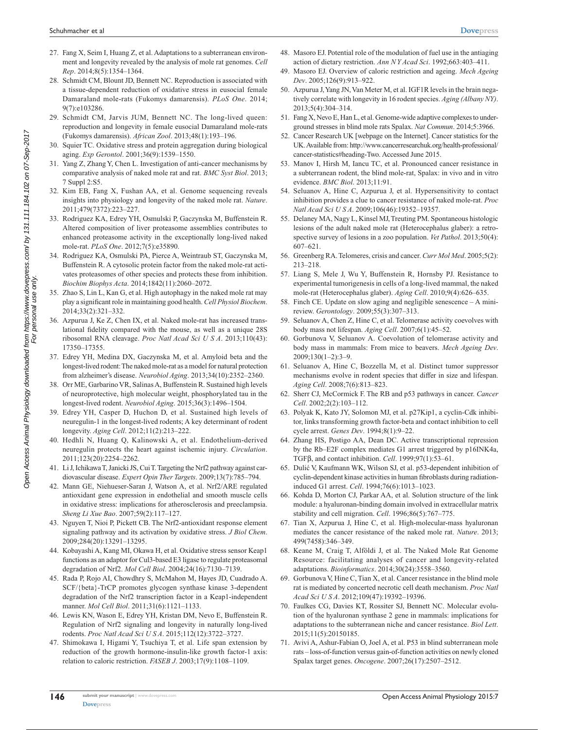27. Fang X, Seim I, Huang Z, et al. Adaptations to a subterranean environment and longevity revealed by the analysis of mole rat genomes. *Cell Rep*. 2014;8(5):1354–1364.
28. Schmidt CM, Blount JD, Bennett NC. Reproduction is associated with a tissue-dependent reduction of oxidative stress in eusocial female Damaraland mole-rats (Fukomys damarensis). *PLoS One*. 2014; 9(7):e103286.
29. Schmidt CM, Jarvis JUM, Bennett NC. The long-lived queen: reproduction and longevity in female eusocial Damaraland mole-rats (Fukomys damarensis). *African Zool*. 2013;48(1):193–196.
30. Squier TC. Oxidative stress and protein aggregation during biological aging. *Exp Gerontol*. 2001;36(9):1539–1550.
31. Yang Z, Zhang Y, Chen L. Investigation of anti-cancer mechanisms by comparative analysis of naked mole rat and rat. *BMC Syst Biol*. 2013; 7 Suppl 2:S5.
32. Kim EB, Fang X, Fushan AA, et al. Genome sequencing reveals insights into physiology and longevity of the naked mole rat. *Nature*. 2011;479(7372):223–227.
33. Rodriguez KA, Edrey YH, Osmulski P, Gaczynska M, Buffenstein R. Altered composition of liver proteasome assemblies contributes to enhanced proteasome activity in the exceptionally long-lived naked mole-rat. *PLoS One*. 2012;7(5):e35890.
34. Rodriguez KA, Osmulski PA, Pierce A, Weintraub ST, Gaczynska M, Buffenstein R. A cytosolic protein factor from the naked mole-rat activates proteasomes of other species and protects these from inhibition. *Biochim Biophys Acta*. 2014;1842(11):2060–2072.
35. Zhao S, Lin L, Kan G, et al. High autophagy in the naked mole rat may play a significant role in maintaining good health. *Cell Physiol Biochem*. 2014;33(2):321–332.
36. Azpurua J, Ke Z, Chen IX, et al. Naked mole-rat has increased translational fidelity compared with the mouse, as well as a unique 28S ribosomal RNA cleavage. *Proc Natl Acad Sci U S A*. 2013;110(43): 17350–17355.
37. Edrey YH, Medina DX, Gaczynska M, et al. Amyloid beta and the longest-lived rodent: The naked mole-rat as a model for natural protection from alzheimer's disease. *Neurobiol Aging*. 2013;34(10):2352–2360.
38. Orr ME, Garbarino VR, Salinas A, Buffenstein R. Sustained high levels of neuroprotective, high molecular weight, phosphorylated tau in the longest-lived rodent. *Neurobiol Aging*. 2015;36(3):1496–1504.
39. Edrey YH, Casper D, Huchon D, et al. Sustained high levels of neuregulin-1 in the longest-lived rodents; A key determinant of rodent longevity. *Aging Cell*. 2012;11(2):213–222.
40. Hedhli N, Huang Q, Kalinowski A, et al. Endothelium-derived neuregulin protects the heart against ischemic injury. *Circulation*. 2011;123(20):2254–2262.
41. Li J, Ichikawa T, Janicki JS, Cui T. Targeting the Nrf2 pathway against cardiovascular disease. *Expert Opin Ther Targets*. 2009;13(7):785–794.
42. Mann GE, Niehueser-Saran J, Watson A, et al. Nrf2/ARE regulated antioxidant gene expression in endothelial and smooth muscle cells in oxidative stress: implications for atherosclerosis and preeclampsia. *Sheng Li Xue Bao*. 2007;59(2):117–127.
43. Nguyen T, Nioi P, Pickett CB. The Nrf2-antioxidant response element signaling pathway and its activation by oxidative stress. *J Biol Chem*. 2009;284(20):13291–13295.
44. Kobayashi A, Kang MI, Okawa H, et al. Oxidative stress sensor Keap1 functions as an adaptor for Cul3-based E3 ligase to regulate proteasomal degradation of Nrf2. *Mol Cell Biol*. 2004;24(16):7130–7139.
45. Rada P, Rojo AI, Chowdhry S, McMahon M, Hayes JD, Cuadrado A. SCF/{beta}-TrCP promotes glycogen synthase kinase 3-dependent degradation of the Nrf2 transcription factor in a Keap1-independent manner. *Mol Cell Biol*. 2011;31(6):1121–1133.
46. Lewis KN, Wason E, Edrey YH, Kristan DM, Nevo E, Buffenstein R. Regulation of Nrf2 signaling and longevity in naturally long-lived rodents. *Proc Natl Acad Sci U S A*. 2015;112(12):3722–3727.
47. Shimokawa I, Higami Y, Tsuchiya T, et al. Life span extension by reduction of the growth hormone-insulin-like growth factor-1 axis: relation to caloric restriction. *FASEB J*. 2003;17(9):1108–1109.
48. Masoro EJ. Potential role of the modulation of fuel use in the antiaging action of dietary restriction. *Ann N Y Acad Sci*. 1992;663:403–411.
49. Masoro EJ. Overview of caloric restriction and ageing. *Mech Ageing Dev*. 2005;126(9):913–922.
50. Azpurua J, Yang JN, Van Meter M, et al. IGF1R levels in the brain negatively correlate with longevity in 16 rodent species. *Aging (Albany NY)*. 2013;5(4):304–314.
51. Fang X, Nevo E, Han L, et al. Genome-wide adaptive complexes to underground stresses in blind mole rats Spalax. *Nat Commun*. 2014;5:3966.
52. Cancer Research UK [webpage on the Internet]. Cancer statistics for the UK. Available from: http://www.cancerresearchuk.org/health-professional/cancer-statistics#heading-Two. Accessed June 2015.
53. Manov I, Hirsh M, Iancu TC, et al. Pronounced cancer resistance in a subterranean rodent, the blind mole-rat, Spalax: in vivo and in vitro evidence. *BMC Biol*. 2013;11:91.
54. Seluanov A, Hine C, Azpurua J, et al. Hypersensitivity to contact inhibition provides a clue to cancer resistance of naked mole-rat. *Proc Natl Acad Sci U S A*. 2009;106(46):19352–19357.
55. Delaney MA, Nagy L, Kinsel MJ, Treuting PM. Spontaneous histologic lesions of the adult naked mole rat (Heterocephalus glaber): a retrospective survey of lesions in a zoo population. *Vet Pathol*. 2013;50(4): 607–621.
56. Greenberg RA. Telomeres, crisis and cancer. *Curr Mol Med*. 2005;5(2): 213–218.
57. Liang S, Mele J, Wu Y, Buffenstein R, Hornsby PJ. Resistance to experimental tumorigenesis in cells of a long-lived mammal, the naked mole-rat (Heterocephalus glaber). *Aging Cell*. 2010;9(4):626–635.
58. Finch CE. Update on slow aging and negligible senescence – A mini-review. *Gerontology*. 2009;55(3):307–313.
59. Seluanov A, Chen Z, Hine C, et al. Telomerase activity coevolves with body mass not lifespan. *Aging Cell*. 2007;6(1):45–52.
60. Gorbunova V, Seluanov A. Coevolution of telomerase activity and body mass in mammals: From mice to beavers. *Mech Ageing Dev*. 2009;130(1–2):3–9.
61. Seluanov A, Hine C, Bozzella M, et al. Distinct tumor suppressor mechanisms evolve in rodent species that differ in size and lifespan. *Aging Cell*. 2008;7(6):813–823.
62. Sherr CJ, McCormick F. The RB and p53 pathways in cancer. *Cancer Cell*. 2002;2(2):103–112.
63. Polyak K, Kato JY, Solomon MJ, et al. p27Kip1, a cyclin-Cdk inhibitor, links transforming growth factor-beta and contact inhibition to cell cycle arrest. *Genes Dev*. 1994;8(1):9–22.
64. Zhang HS, Postigo AA, Dean DC. Active transcriptional repression by the Rb–E2F complex mediates G1 arrest triggered by p16INK4a, TGFβ, and contact inhibition. *Cell*. 1999;97(1):53–61.
65. Dulić V, Kaufmann WK, Wilson SJ, et al. p53-dependent inhibition of cyclin-dependent kinase activities in human fibroblasts during radiation-induced G1 arrest. *Cell*. 1994;76(6):1013–1023.
66. Kohda D, Morton CJ, Parkar AA, et al. Solution structure of the link module: a hyaluronan-binding domain involved in extracellular matrix stability and cell migration. *Cell*. 1996;86(5):767–775.
67. Tian X, Azpurua J, Hine C, et al. High-molecular-mass hyaluronan mediates the cancer resistance of the naked mole rat. *Nature*. 2013; 499(7458):346–349.
68. Keane M, Craig T, Alföldi J, et al. The Naked Mole Rat Genome Resource: facilitating analyses of cancer and longevity-related adaptations. *Bioinformatics*. 2014;30(24):3558–3560.
69. Gorbunova V, Hine C, Tian X, et al. Cancer resistance in the blind mole rat is mediated by concerted necrotic cell death mechanism. *Proc Natl Acad Sci U S A*. 2012;109(47):19392–19396.
70. Faulkes CG, Davies KT, Rossiter SJ, Bennett NC. Molecular evolution of the hyaluronan synthase 2 gene in mammals: implications for adaptations to the subterranean niche and cancer resistance. *Biol Lett*. 2015;11(5):20150185.
71. Avivi A, Ashur-Fabian O, Joel A, et al. P53 in blind subterranean mole rats – loss-of-function versus gain-of-function activities on newly cloned Spalax target genes. *Oncogene*. 2007;26(17):2507–2512.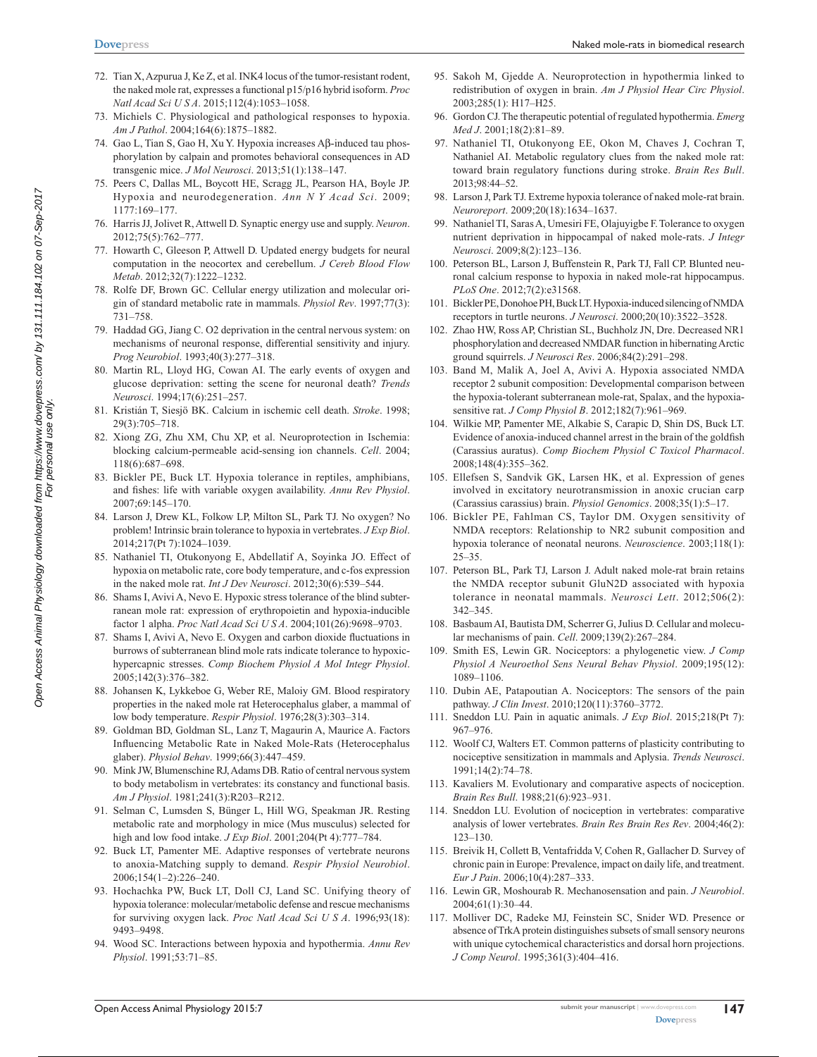72. Tian X, Azpurua J, Ke Z, et al. INK4 locus of the tumor-resistant rodent, the naked mole rat, expresses a functional p15/p16 hybrid isoform. *Proc Natl Acad Sci U S A*. 2015;112(4):1053–1058.
73. Michiels C. Physiological and pathological responses to hypoxia. *Am J Pathol*. 2004;164(6):1875–1882.
74. Gao L, Tian S, Gao H, Xu Y. Hypoxia increases Aβ-induced tau phosphorylation by calpain and promotes behavioral consequences in AD transgenic mice. *J Mol Neurosci*. 2013;51(1):138–147.
75. Peers C, Dallas ML, Boycott HE, Scragg JL, Pearson HA, Boyle JP. Hypoxia and neurodegeneration. *Ann N Y Acad Sci*. 2009; 1177:169–177.
76. Harris JJ, Jolivet R, Attwell D. Synaptic energy use and supply. *Neuron*. 2012;75(5):762–777.
77. Howarth C, Gleeson P, Attwell D. Updated energy budgets for neural computation in the neocortex and cerebellum. *J Cereb Blood Flow Metab*. 2012;32(7):1222–1232.
78. Rolfe DF, Brown GC. Cellular energy utilization and molecular origin of standard metabolic rate in mammals. *Physiol Rev*. 1997;77(3): 731–758.
79. Haddad GG, Jiang C. O2 deprivation in the central nervous system: on mechanisms of neuronal response, differential sensitivity and injury. *Prog Neurobiol*. 1993;40(3):277–318.
80. Martin RL, Lloyd HG, Cowan AI. The early events of oxygen and glucose deprivation: setting the scene for neuronal death? *Trends Neurosci*. 1994;17(6):251–257.
81. Kristián T, Siesjö BK. Calcium in ischemic cell death. *Stroke*. 1998; 29(3):705–718.
82. Xiong ZG, Zhu XM, Chu XP, et al. Neuroprotection in Ischemia: blocking calcium-permeable acid-sensing ion channels. *Cell*. 2004; 118(6):687–698.
83. Bickler PE, Buck LT. Hypoxia tolerance in reptiles, amphibians, and fishes: life with variable oxygen availability. *Annu Rev Physiol*. 2007;69:145–170.
84. Larson J, Drew KL, Folkow LP, Milton SL, Park TJ. No oxygen? No problem! Intrinsic brain tolerance to hypoxia in vertebrates. *J Exp Biol*. 2014;217(Pt 7):1024–1039.
85. Nathaniel TI, Otukonyong E, Abdellatif A, Soyinka JO. Effect of hypoxia on metabolic rate, core body temperature, and c-fos expression in the naked mole rat. *Int J Dev Neurosci*. 2012;30(6):539–544.
86. Shams I, Avivi A, Nevo E. Hypoxic stress tolerance of the blind subterranean mole rat: expression of erythropoietin and hypoxia-inducible factor 1 alpha. *Proc Natl Acad Sci U S A*. 2004;101(26):9698–9703.
87. Shams I, Avivi A, Nevo E. Oxygen and carbon dioxide fluctuations in burrows of subterranean blind mole rats indicate tolerance to hypoxic-hypercapnic stresses. *Comp Biochem Physiol A Mol Integr Physiol*. 2005;142(3):376–382.
88. Johansen K, Lykkeboe G, Weber RE, Maloiy GM. Blood respiratory properties in the naked mole rat Heterocephalus glaber, a mammal of low body temperature. *Respir Physiol*. 1976;28(3):303–314.
89. Goldman BD, Goldman SL, Lanz T, Magaurin A, Maurice A. Factors Influencing Metabolic Rate in Naked Mole-Rats (Heterocephalus glaber). *Physiol Behav*. 1999;66(3):447–459.
90. Mink JW, Blumenschine RJ, Adams DB. Ratio of central nervous system to body metabolism in vertebrates: its constancy and functional basis. *Am J Physiol*. 1981;241(3):R203–R212.
91. Selman C, Lumsden S, Bünger L, Hill WG, Speakman JR. Resting metabolic rate and morphology in mice (Mus musculus) selected for high and low food intake. *J Exp Biol*. 2001;204(Pt 4):777–784.
92. Buck LT, Pamenter ME. Adaptive responses of vertebrate neurons to anoxia-Matching supply to demand. *Respir Physiol Neurobiol*. 2006;154(1–2):226–240.
93. Hochachka PW, Buck LT, Doll CJ, Land SC. Unifying theory of hypoxia tolerance: molecular/metabolic defense and rescue mechanisms for surviving oxygen lack. *Proc Natl Acad Sci U S A*. 1996;93(18): 9493–9498.
94. Wood SC. Interactions between hypoxia and hypothermia. *Annu Rev Physiol*. 1991;53:71–85.
95. Sakoh M, Gjedde A. Neuroprotection in hypothermia linked to redistribution of oxygen in brain. *Am J Physiol Hear Circ Physiol*. 2003;285(1): H17–H25.
96. Gordon CJ. The therapeutic potential of regulated hypothermia. *Emerg Med J*. 2001;18(2):81–89.
97. Nathaniel TI, Otukonyong EE, Okon M, Chaves J, Cochran T, Nathaniel AI. Metabolic regulatory clues from the naked mole rat: toward brain regulatory functions during stroke. *Brain Res Bull*. 2013;98:44–52.
98. Larson J, Park TJ. Extreme hypoxia tolerance of naked mole-rat brain. *Neuroreport*. 2009;20(18):1634–1637.
99. Nathaniel TI, Saras A, Umesiri FE, Olajuyigbe F. Tolerance to oxygen nutrient deprivation in hippocampal of naked mole-rats. *J Integr Neurosci*. 2009;8(2):123–136.
100. Peterson BL, Larson J, Buffenstein R, Park TJ, Fall CP. Blunted neuronal calcium response to hypoxia in naked mole-rat hippocampus. *PLoS One*. 2012;7(2):e31568.
101. Bickler PE, Donohoe PH, Buck LT. Hypoxia-induced silencing of NMDA receptors in turtle neurons. *J Neurosci*. 2000;20(10):3522–3528.
102. Zhao HW, Ross AP, Christian SL, Buchholz JN, Dre. Decreased NR1 phosphorylation and decreased NMDAR function in hibernating Arctic ground squirrels. *J Neurosci Res*. 2006;84(2):291–298.
103. Band M, Malik A, Joel A, Avivi A. Hypoxia associated NMDA receptor 2 subunit composition: Developmental comparison between the hypoxia-tolerant subterranean mole-rat, Spalax, and the hypoxia-sensitive rat. *J Comp Physiol B*. 2012;182(7):961–969.
104. Wilkie MP, Pamenter ME, Alkabie S, Carapic D, Shin DS, Buck LT. Evidence of anoxia-induced channel arrest in the brain of the goldfish (Carassius auratus). *Comp Biochem Physiol C Toxicol Pharmacol*. 2008;148(4):355–362.
105. Ellefsen S, Sandvik GK, Larsen HK, et al. Expression of genes involved in excitatory neurotransmission in anoxic crucian carp (Carassius carassius) brain. *Physiol Genomics*. 2008;35(1):5–17.
106. Bickler PE, Fahlman CS, Taylor DM. Oxygen sensitivity of NMDA receptors: Relationship to NR2 subunit composition and hypoxia tolerance of neonatal neurons. *Neuroscience*. 2003;118(1): 25–35.
107. Peterson BL, Park TJ, Larson J. Adult naked mole-rat brain retains the NMDA receptor subunit GluN2D associated with hypoxia tolerance in neonatal mammals. *Neurosci Lett*. 2012;506(2): 342–345.
108. Basbaum AI, Bautista DM, Scherrer G, Julius D. Cellular and molecular mechanisms of pain. *Cell*. 2009;139(2):267–284.
109. Smith ES, Lewin GR. Nociceptors: a phylogenetic view. *J Comp Physiol A Neuroethol Sens Neural Behav Physiol*. 2009;195(12): 1089–1106.
110. Dubin AE, Patapoutian A. Nociceptors: The sensors of the pain pathway. *J Clin Invest*. 2010;120(11):3760–3772.
111. Sneddon LU. Pain in aquatic animals. *J Exp Biol*. 2015;218(Pt 7): 967–976.
112. Woolf CJ, Walters ET. Common patterns of plasticity contributing to nociceptive sensitization in mammals and Aplysia. *Trends Neurosci*. 1991;14(2):74–78.
113. Kavaliers M. Evolutionary and comparative aspects of nociception. *Brain Res Bull*. 1988;21(6):923–931.
114. Sneddon LU. Evolution of nociception in vertebrates: comparative analysis of lower vertebrates. *Brain Res Brain Res Rev*. 2004;46(2): 123–130.
115. Breivik H, Collett B, Ventafridda V, Cohen R, Gallacher D. Survey of chronic pain in Europe: Prevalence, impact on daily life, and treatment. *Eur J Pain*. 2006;10(4):287–333.
116. Lewin GR, Moshourab R. Mechanosensation and pain. *J Neurobiol*. 2004;61(1):30–44.
117. Molliver DC, Radeke MJ, Feinstein SC, Snider WD. Presence or absence of TrkA protein distinguishes subsets of small sensory neurons with unique cytochemical characteristics and dorsal horn projections. *J Comp Neurol*. 1995;361(3):404–416.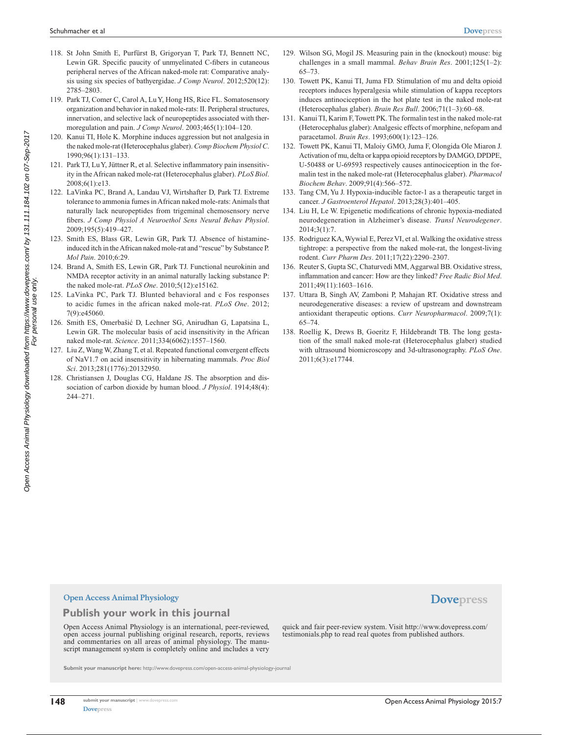118. St John Smith E, Purfürst B, Grigoryan T, Park TJ, Bennett NC, Lewin GR. Specific paucity of unmyelinated C-fibers in cutaneous peripheral nerves of the African naked-mole rat: Comparative analysis using six species of bathyergidae. *J Comp Neurol*. 2012;520(12): 2785–2803.
119. Park TJ, Comer C, Carol A, Lu Y, Hong HS, Rice FL. Somatosensory organization and behavior in naked mole-rats: II. Peripheral structures, innervation, and selective lack of neuropeptides associated with thermoregulation and pain. *J Comp Neurol*. 2003;465(1):104–120.
120. Kanui TI, Hole K. Morphine induces aggression but not analgesia in the naked mole-rat (Heterocephalus glaber). *Comp Biochem Physiol C*. 1990;96(1):131–133.
121. Park TJ, Lu Y, Jüttner R, et al. Selective inflammatory pain insensitivity in the African naked mole-rat (Heterocephalus glaber). *PLoS Biol*. 2008;6(1):e13.
122. LaVinka PC, Brand A, Landau VJ, Wirtshafter D, Park TJ. Extreme tolerance to ammonia fumes in African naked mole-rats: Animals that naturally lack neuropeptides from trigeminal chemosensory nerve fibers. *J Comp Physiol A Neuroethol Sens Neural Behav Physiol*. 2009;195(5):419–427.
123. Smith ES, Blass GR, Lewin GR, Park TJ. Absence of histamine-induced itch in the African naked mole-rat and "rescue" by Substance P. *Mol Pain*. 2010;6:29.
124. Brand A, Smith ES, Lewin GR, Park TJ. Functional neurokinin and NMDA receptor activity in an animal naturally lacking substance P: the naked mole-rat. *PLoS One*. 2010;5(12):e15162.
125. LaVinka PC, Park TJ. Blunted behavioral and c Fos responses to acidic fumes in the african naked mole-rat. *PLoS One*. 2012; 7(9):e45060.
126. Smith ES, Omerbašić D, Lechner SG, Anirudhan G, Lapatsina L, Lewin GR. The molecular basis of acid insensitivity in the African naked mole-rat. *Science*. 2011;334(6062):1557–1560.
127. Liu Z, Wang W, Zhang T, et al. Repeated functional convergent effects of NaV1.7 on acid insensitivity in hibernating mammals. *Proc Biol Sci*. 2013;281(1776):20132950.
128. Christiansen J, Douglas CG, Haldane JS. The absorption and dissociation of carbon dioxide by human blood. *J Physiol*. 1914;48(4): 244–271.
129. Wilson SG, Mogil JS. Measuring pain in the (knockout) mouse: big challenges in a small mammal. *Behav Brain Res*. 2001;125(1–2): 65–73.
130. Towett PK, Kanui TI, Juma FD. Stimulation of mu and delta opioid receptors induces hyperalgesia while stimulation of kappa receptors induces antinociception in the hot plate test in the naked mole-rat (Heterocephalus glaber). *Brain Res Bull*. 2006;71(1–3):60–68.
131. Kanui TI, Karim F, Towett PK. The formalin test in the naked mole-rat (Heterocephalus glaber): Analgesic effects of morphine, nefopam and paracetamol. *Brain Res*. 1993;600(1):123–126.
132. Towett PK, Kanui TI, Maloiy GMO, Juma F, Olongida Ole Miaron J. Activation of mu, delta or kappa opioid receptors by DAMGO, DPDPE, U-50488 or U-69593 respectively causes antinociception in the formalin test in the naked mole-rat (Heterocephalus glaber). *Pharmacol Biochem Behav*. 2009;91(4):566–572.
133. Tang CM, Yu J. Hypoxia-inducible factor-1 as a therapeutic target in cancer. *J Gastroenterol Hepatol*. 2013;28(3):401–405.
134. Liu H, Le W. Epigenetic modifications of chronic hypoxia-mediated neurodegeneration in Alzheimer's disease. *Transl Neurodegener*. 2014;3(1):7.
135. Rodriguez KA, Wywial E, Perez VI, et al. Walking the oxidative stress tightrope: a perspective from the naked mole-rat, the longest-living rodent. *Curr Pharm Des*. 2011;17(22):2290–2307.
136. Reuter S, Gupta SC, Chaturvedi MM, Aggarwal BB. Oxidative stress, inflammation and cancer: How are they linked? *Free Radic Biol Med*. 2011;49(11):1603–1616.
137. Uttara B, Singh AV, Zamboni P, Mahajan RT. Oxidative stress and neurodegenerative diseases: a review of upstream and downstream antioxidant therapeutic options. *Curr Neuropharmacol*. 2009;7(1): 65–74.
138. Roellig K, Drews B, Goeritz F, Hildebrandt TB. The long gestation of the small naked mole-rat (Heterocephalus glaber) studied with ultrasound biomicroscopy and 3d-ultrasonography. *PLoS One*. 2011;6(3):e17744.

**Open Access Animal Physiology**

## Publish your work in this journal

Open Access Animal Physiology is an international, peer-reviewed, open access journal publishing original research, reports, reviews and commentaries on all areas of animal physiology. The manuscript management system is completely online and includes a very quick and fair peer-review system. Visit http://www.dovepress.com/testimonials.php to read real quotes from published authors.

**Submit your manuscript here:** http://www.dovepress.com/open-access-animal-physiology-journal